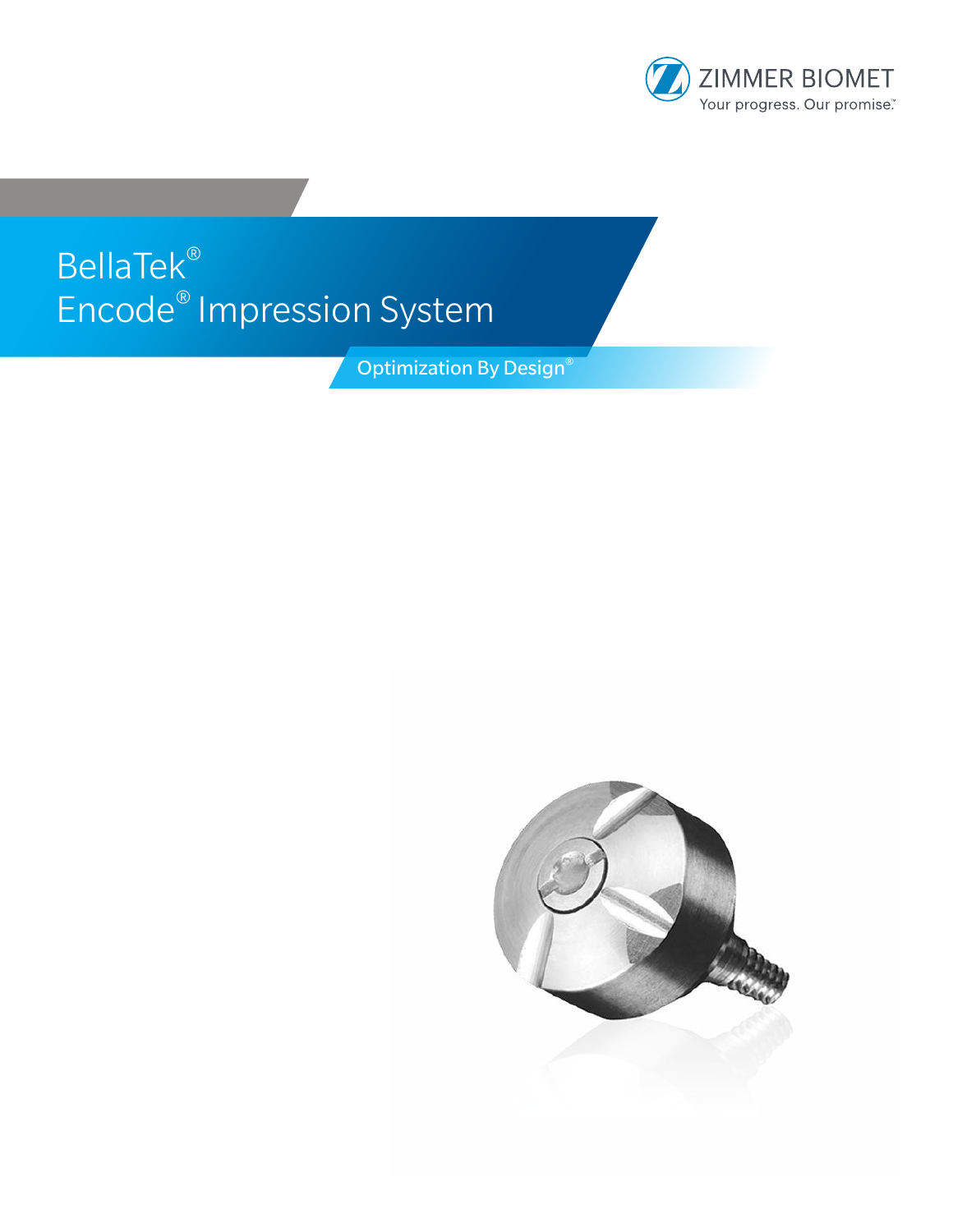ZIMMER BIOMET

Your progress. Our promise.™

# BellaTek® Encode® Impression System

Optimization By Design®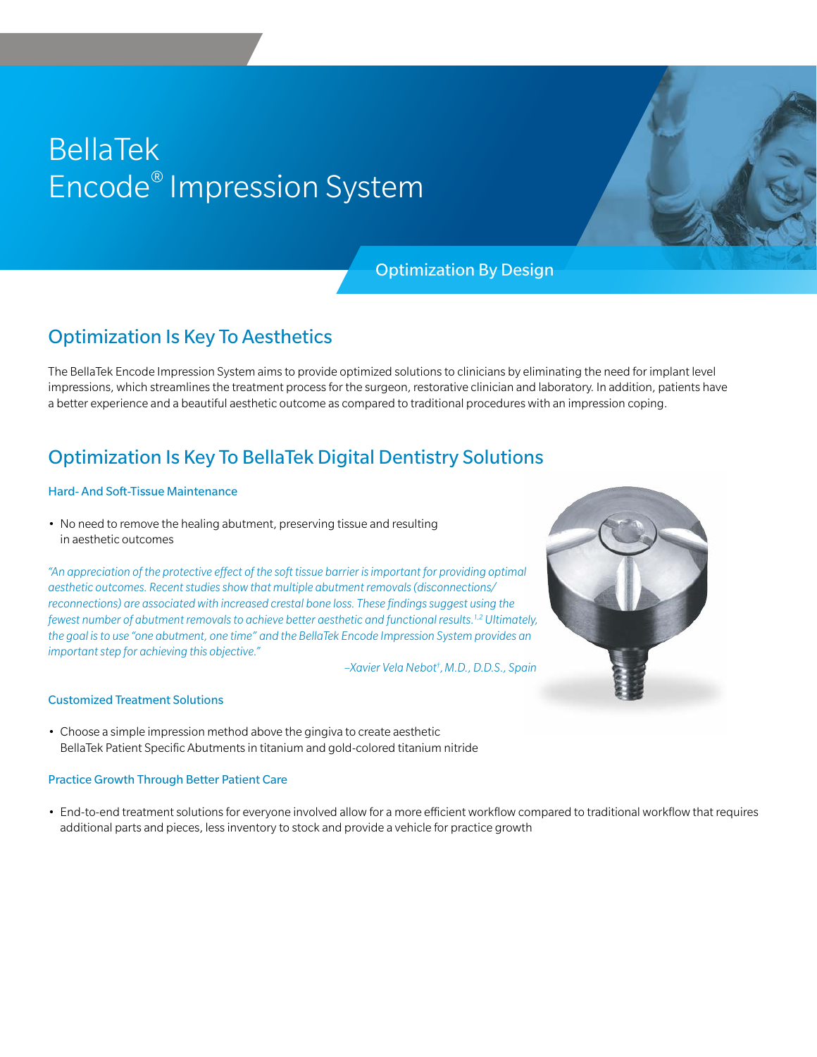# BellaTek Encode® Impression System

Optimization By Design

## Optimization Is Key To Aesthetics

The BellaTek Encode Impression System aims to provide optimized solutions to clinicians by eliminating the need for implant level impressions, which streamlines the treatment process for the surgeon, restorative clinician and laboratory. In addition, patients have a better experience and a beautiful aesthetic outcome as compared to traditional procedures with an impression coping.

## Optimization Is Key To BellaTek Digital Dentistry Solutions

### Hard- And Soft-Tissue Maintenance

- No need to remove the healing abutment, preserving tissue and resulting in aesthetic outcomes

*"An appreciation of the protective effect of the soft tissue barrier is important for providing optimal aesthetic outcomes. Recent studies show that multiple abutment removals (disconnections/reconnections) are associated with increased crestal bone loss. These findings suggest using the fewest number of abutment removals to achieve better aesthetic and functional results.[1,2] Ultimately, the goal is to use "one abutment, one time" and the BellaTek Encode Impression System provides an important step for achieving this objective."*

*–Xavier Vela Nebot†, M.D., D.D.S., Spain*

### Customized Treatment Solutions

- Choose a simple impression method above the gingiva to create aesthetic BellaTek Patient Specific Abutments in titanium and gold-colored titanium nitride

### Practice Growth Through Better Patient Care

- End-to-end treatment solutions for everyone involved allow for a more efficient workflow compared to traditional workflow that requires additional parts and pieces, less inventory to stock and provide a vehicle for practice growth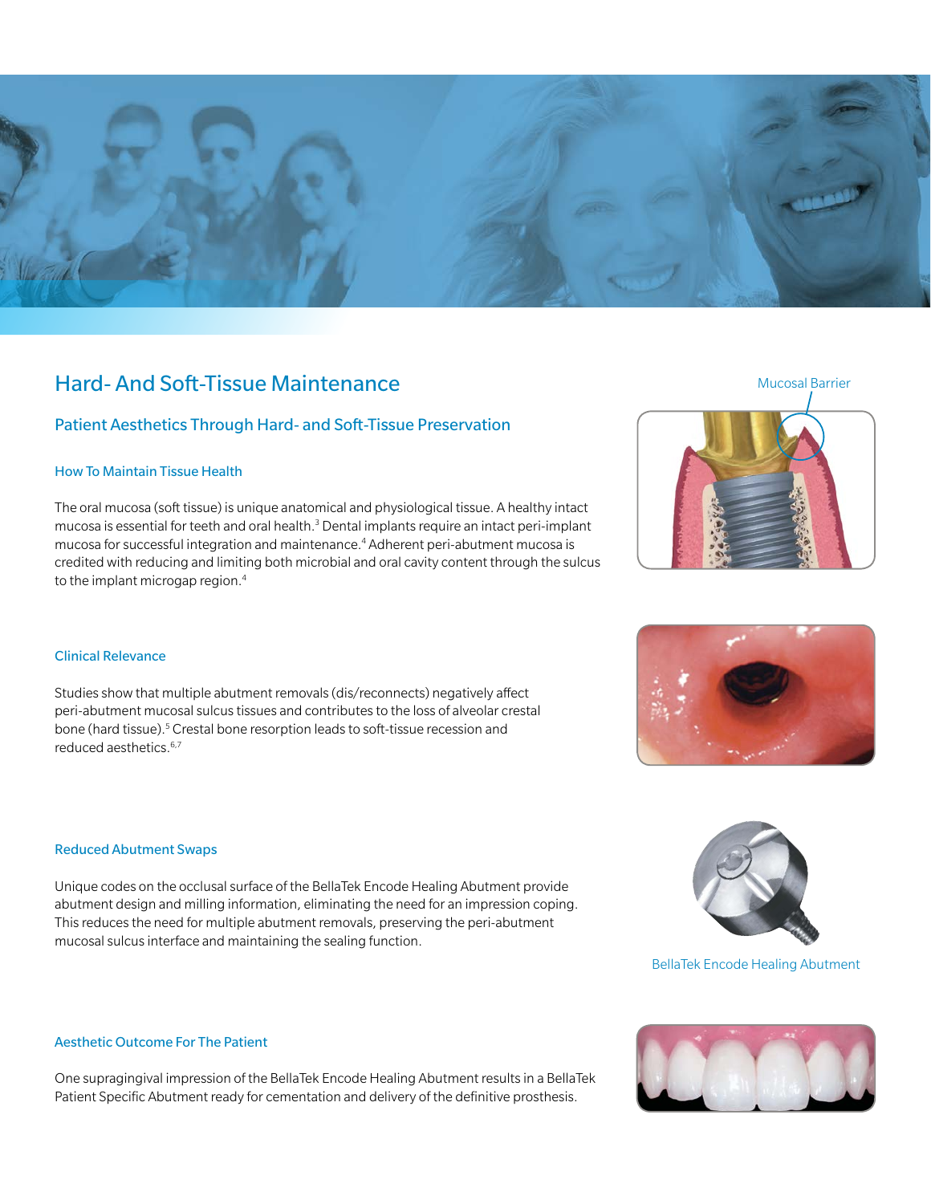# Hard- And Soft-Tissue Maintenance

## Patient Aesthetics Through Hard- and Soft-Tissue Preservation

### How To Maintain Tissue Health

The oral mucosa (soft tissue) is unique anatomical and physiological tissue. A healthy intact mucosa is essential for teeth and oral health.[3] Dental implants require an intact peri-implant mucosa for successful integration and maintenance.[4] Adherent peri-abutment mucosa is credited with reducing and limiting both microbial and oral cavity content through the sulcus to the implant microgap region.[4]

Mucosal Barrier

### Clinical Relevance

Studies show that multiple abutment removals (dis/reconnects) negatively affect peri-abutment mucosal sulcus tissues and contributes to the loss of alveolar crestal bone (hard tissue).[5] Crestal bone resorption leads to soft-tissue recession and reduced aesthetics.[6,7]

### Reduced Abutment Swaps

Unique codes on the occlusal surface of the BellaTek Encode Healing Abutment provide abutment design and milling information, eliminating the need for an impression coping. This reduces the need for multiple abutment removals, preserving the peri-abutment mucosal sulcus interface and maintaining the sealing function.

BellaTek Encode Healing Abutment

### Aesthetic Outcome For The Patient

One supragingival impression of the BellaTek Encode Healing Abutment results in a BellaTek Patient Specific Abutment ready for cementation and delivery of the definitive prosthesis.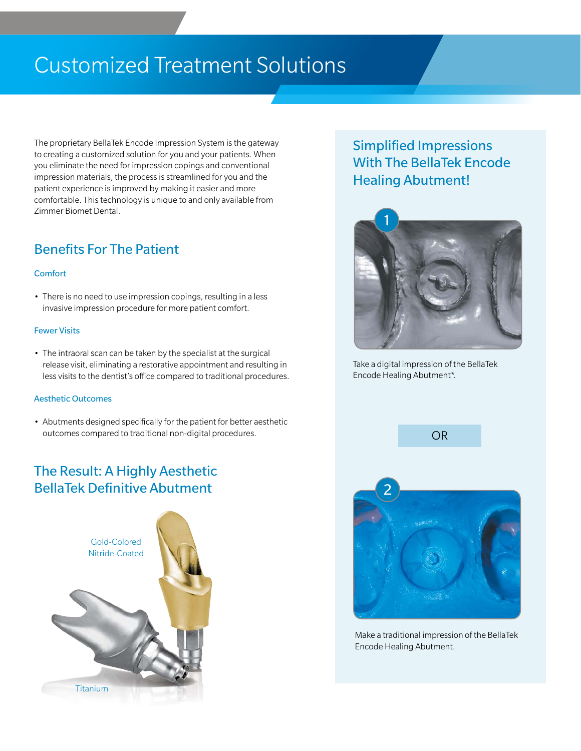# Customized Treatment Solutions

The proprietary BellaTek Encode Impression System is the gateway to creating a customized solution for you and your patients. When you eliminate the need for impression copings and conventional impression materials, the process is streamlined for you and the patient experience is improved by making it easier and more comfortable. This technology is unique to and only available from Zimmer Biomet Dental.

## Benefits For The Patient

### Comfort

- There is no need to use impression copings, resulting in a less invasive impression procedure for more patient comfort.

### Fewer Visits

- The intraoral scan can be taken by the specialist at the surgical release visit, eliminating a restorative appointment and resulting in less visits to the dentist's office compared to traditional procedures.

### Aesthetic Outcomes

- Abutments designed specifically for the patient for better aesthetic outcomes compared to traditional non-digital procedures.

## The Result: A Highly Aesthetic BellaTek Definitive Abutment

Gold-Colored Nitride-Coated

Titanium

## Simplified Impressions With The BellaTek Encode Healing Abutment!

1

Take a digital impression of the BellaTek Encode Healing Abutment*.

OR

2

Make a traditional impression of the BellaTek Encode Healing Abutment.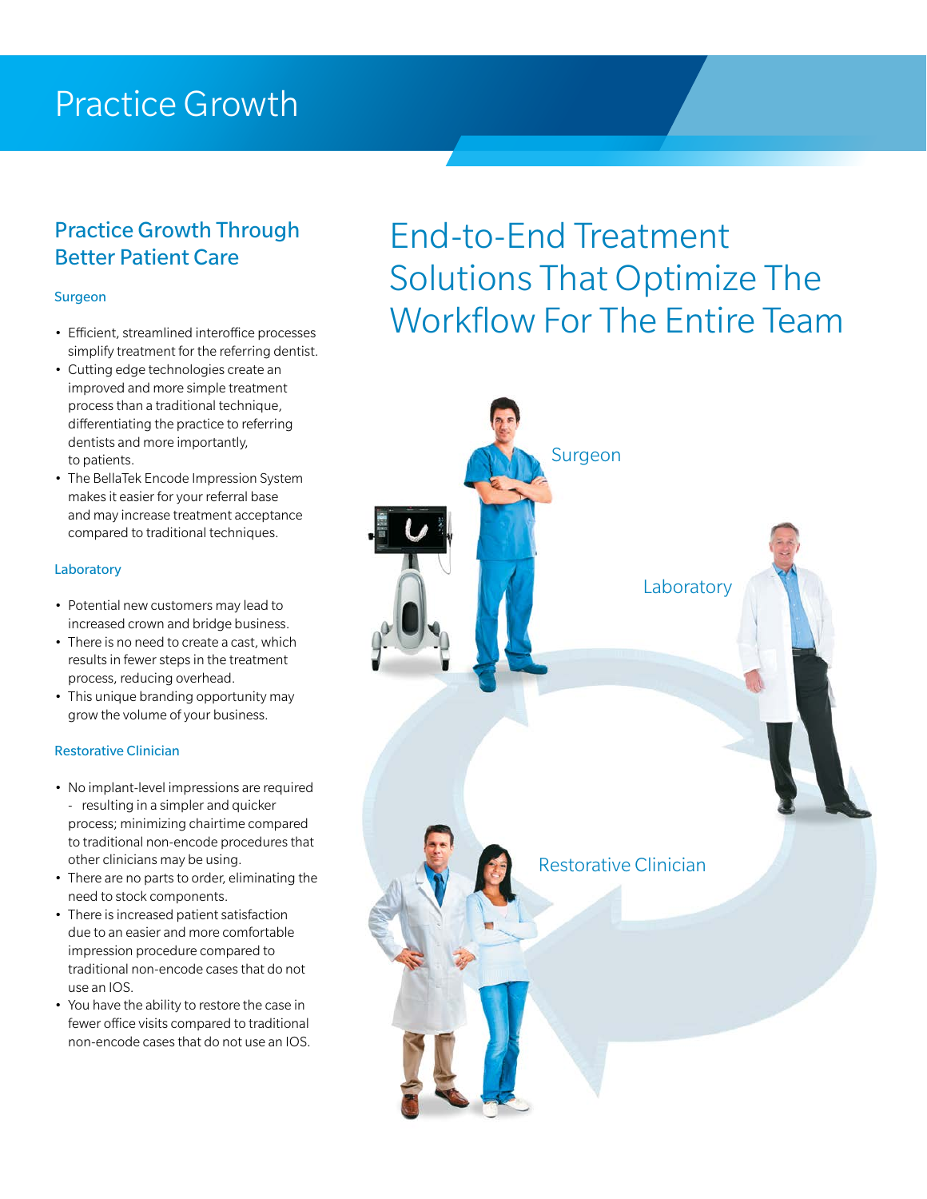# Practice Growth

## Practice Growth Through Better Patient Care

### Surgeon

- Efficient, streamlined interoffice processes simplify treatment for the referring dentist.
- Cutting edge technologies create an improved and more simple treatment process than a traditional technique, differentiating the practice to referring dentists and more importantly, to patients.
- The BellaTek Encode Impression System makes it easier for your referral base and may increase treatment acceptance compared to traditional techniques.

### Laboratory

- Potential new customers may lead to increased crown and bridge business.
- There is no need to create a cast, which results in fewer steps in the treatment process, reducing overhead.
- This unique branding opportunity may grow the volume of your business.

### Restorative Clinician

- No implant-level impressions are required - resulting in a simpler and quicker process; minimizing chairtime compared to traditional non-encode procedures that other clinicians may be using.
- There are no parts to order, eliminating the need to stock components.
- There is increased patient satisfaction due to an easier and more comfortable impression procedure compared to traditional non-encode cases that do not use an IOS.
- You have the ability to restore the case in fewer office visits compared to traditional non-encode cases that do not use an IOS.

## End-to-End Treatment Solutions That Optimize The Workflow For The Entire Team

Surgeon

Laboratory

Restorative Clinician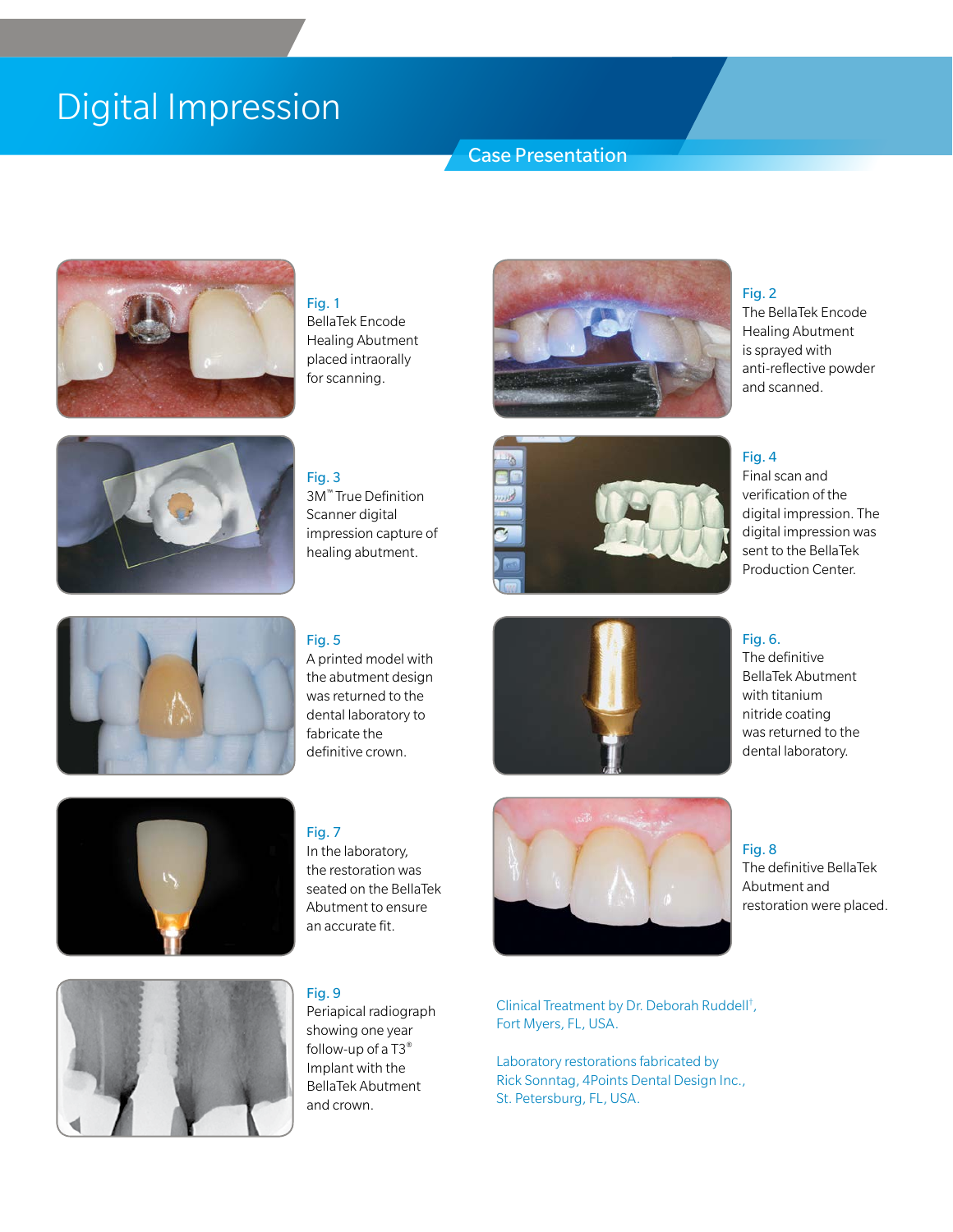# Digital Impression

## Case Presentation

Fig. 1
BellaTek Encode Healing Abutment placed intraorally for scanning.

Fig. 2
The BellaTek Encode Healing Abutment is sprayed with anti-reflective powder and scanned.

Fig. 3
3M™ True Definition Scanner digital impression capture of healing abutment.

Fig. 4
Final scan and verification of the digital impression. The digital impression was sent to the BellaTek Production Center.

Fig. 5
A printed model with the abutment design was returned to the dental laboratory to fabricate the definitive crown.

Fig. 6.
The definitive BellaTek Abutment with titanium nitride coating was returned to the dental laboratory.

Fig. 7
In the laboratory, the restoration was seated on the BellaTek Abutment to ensure an accurate fit.

Fig. 8
The definitive BellaTek Abutment and restoration were placed.

Fig. 9
Periapical radiograph showing one year follow-up of a T3® Implant with the BellaTek Abutment and crown.

Clinical Treatment by Dr. Deborah Ruddell†, Fort Myers, FL, USA.

Laboratory restorations fabricated by Rick Sonntag, 4Points Dental Design Inc., St. Petersburg, FL, USA.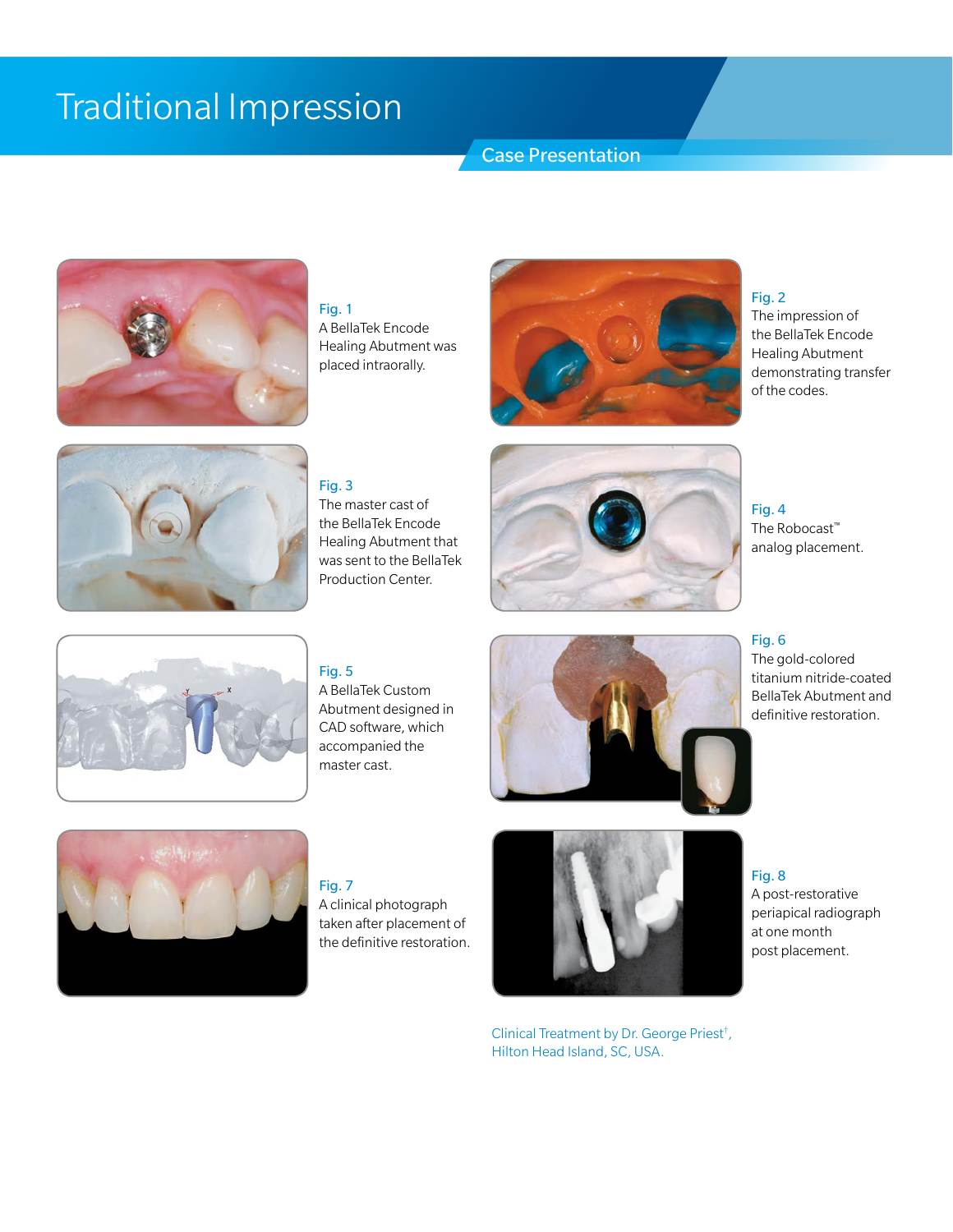# Traditional Impression

## Case Presentation

**Fig. 1**
A BellaTek Encode Healing Abutment was placed intraorally.

**Fig. 2**
The impression of the BellaTek Encode Healing Abutment demonstrating transfer of the codes.

**Fig. 3**
The master cast of the BellaTek Encode Healing Abutment that was sent to the BellaTek Production Center.

**Fig. 4**
The Robocast™ analog placement.

**Fig. 5**
A BellaTek Custom Abutment designed in CAD software, which accompanied the master cast.

**Fig. 6**
The gold-colored titanium nitride-coated BellaTek Abutment and definitive restoration.

**Fig. 7**
A clinical photograph taken after placement of the definitive restoration.

**Fig. 8**
A post-restorative periapical radiograph at one month post placement.

Clinical Treatment by Dr. George Priest†, Hilton Head Island, SC, USA.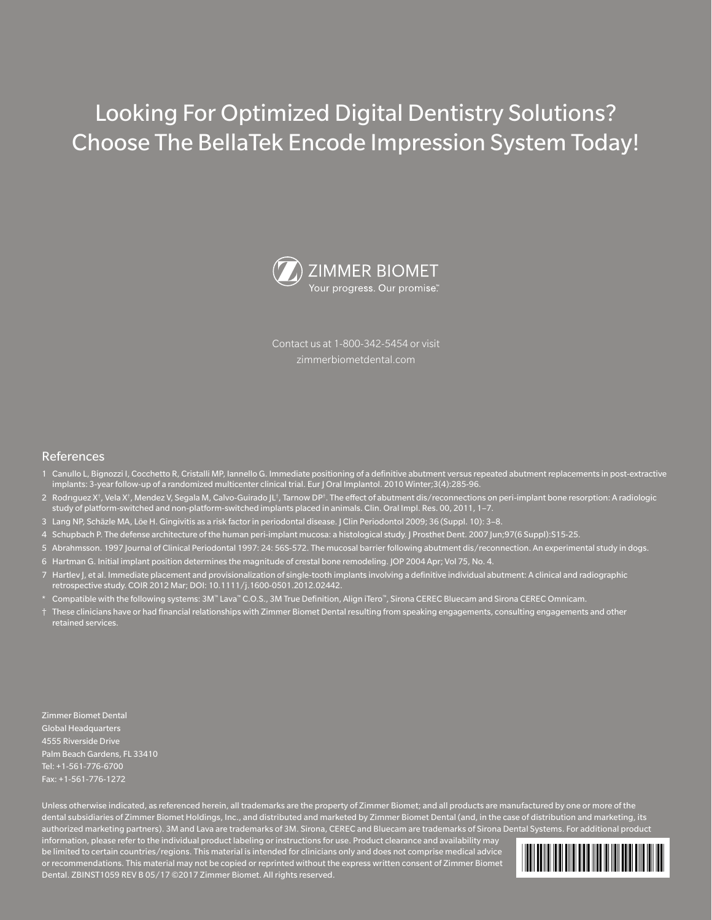# Looking For Optimized Digital Dentistry Solutions? Choose The BellaTek Encode Impression System Today!

ZIMMER BIOMET
Your progress. Our promise.™

Contact us at 1-800-342-5454 or visit zimmerbiometdental.com

## References

1 Canullo L, Bignozzi I, Cocchetto R, Cristalli MP, Iannello G. Immediate positioning of a definitive abutment versus repeated abutment replacements in post-extractive implants: 3-year follow-up of a randomized multicenter clinical trial. Eur J Oral Implantol. 2010 Winter;3(4):285-96.

2 Rodrıguez X[†], Vela X[†], Mendez V, Segala M, Calvo-Guirado JL[†], Tarnow DP[†]. The effect of abutment dis/reconnections on peri-implant bone resorption: A radiologic study of platform-switched and non-platform-switched implants placed in animals. Clin. Oral Impl. Res. 00, 2011, 1–7.

3 Lang NP, Schäzle MA, Löe H. Gingivitis as a risk factor in periodontal disease. J Clin Periodontol 2009; 36 (Suppl. 10): 3–8.

4 Schupbach P. The defense architecture of the human peri-implant mucosa: a histological study. J Prosthet Dent. 2007 Jun;97(6 Suppl):S15-25.

5 Abrahmsson. 1997 Journal of Clinical Periodontal 1997: 24: 56S-572. The mucosal barrier following abutment dis/reconnection. An experimental study in dogs.

6 Hartman G. Initial implant position determines the magnitude of crestal bone remodeling. JOP 2004 Apr; Vol 75, No. 4.

7 Hartlev J, et al. Immediate placement and provisionalization of single-tooth implants involving a definitive individual abutment: A clinical and radiographic retrospective study. COIR 2012 Mar; DOI: 10.1111/j.1600-0501.2012.02442.

\* Compatible with the following systems: 3M™ Lava™ C.O.S., 3M True Definition, Align iTero™, Sirona CEREC Bluecam and Sirona CEREC Omnicam.

† These clinicians have or had financial relationships with Zimmer Biomet Dental resulting from speaking engagements, consulting engagements and other retained services.

Zimmer Biomet Dental
Global Headquarters
4555 Riverside Drive
Palm Beach Gardens, FL 33410
Tel: +1-561-776-6700
Fax: +1-561-776-1272

Unless otherwise indicated, as referenced herein, all trademarks are the property of Zimmer Biomet; and all products are manufactured by one or more of the dental subsidiaries of Zimmer Biomet Holdings, Inc., and distributed and marketed by Zimmer Biomet Dental (and, in the case of distribution and marketing, its authorized marketing partners). 3M and Lava are trademarks of 3M. Sirona, CEREC and Bluecam are trademarks of Sirona Dental Systems. For additional product information, please refer to the individual product labeling or instructions for use. Product clearance and availability may be limited to certain countries/regions. This material is intended for clinicians only and does not comprise medical advice or recommendations. This material may not be copied or reprinted without the express written consent of Zimmer Biomet Dental. ZBINST1059 REV B 05/17 ©2017 Zimmer Biomet. All rights reserved.